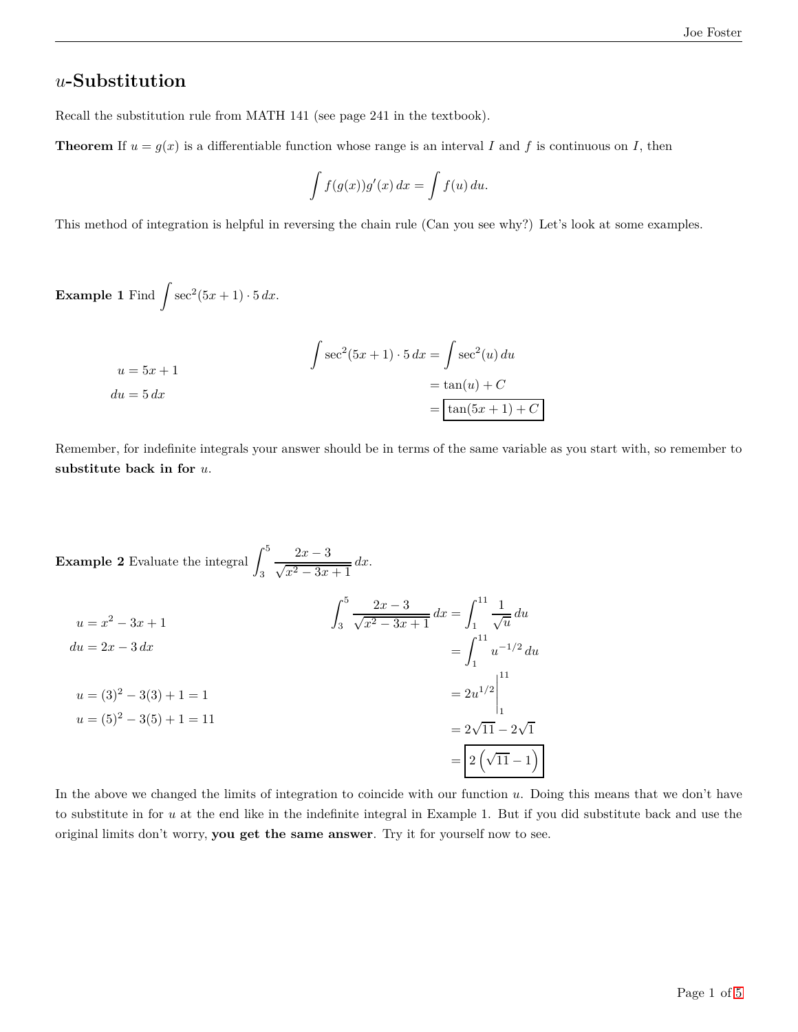## $u$-Substitution

Recall the substitution rule from MATH 141 (see page 241 in the textbook).

**Theorem** If $u = g(x)$ is a differentiable function whose range is an interval $I$ and $f$ is continuous on $I$, then

$$\int f(g(x))g'(x)\,dx = \int f(u)\,du.$$

This method of integration is helpful in reversing the chain rule (Can you see why?) Let's look at some examples.

**Example 1** Find $\displaystyle\int \sec^2(5x+1)\cdot 5\,dx$.

$$u = 5x+1$$
$$du = 5\,dx$$

$$\begin{aligned}
\int \sec^2(5x+1)\cdot 5\,dx &= \int \sec^2(u)\,du \\
&= \tan(u) + C \\
&= \boxed{\tan(5x+1) + C}
\end{aligned}$$

Remember, for indefinite integrals your answer should be in terms of the same variable as you start with, so remember to **substitute back in for $u$**.

**Example 2** Evaluate the integral $\displaystyle\int_3^5 \frac{2x-3}{\sqrt{x^2-3x+1}}\,dx$.

$$u = x^2 - 3x + 1$$
$$du = 2x - 3\,dx$$

$$u = (3)^2 - 3(3) + 1 = 1$$
$$u = (5)^2 - 3(5) + 1 = 11$$

$$\begin{aligned}
\int_3^5 \frac{2x-3}{\sqrt{x^2-3x+1}}\,dx &= \int_1^{11} \frac{1}{\sqrt{u}}\,du \\
&= \int_1^{11} u^{-1/2}\,du \\
&= 2u^{1/2}\Big|_1^{11} \\
&= 2\sqrt{11} - 2\sqrt{1} \\
&= \boxed{2\left(\sqrt{11} - 1\right)}
\end{aligned}$$

In the above we changed the limits of integration to coincide with our function $u$. Doing this means that we don't have to substitute in for $u$ at the end like in the indefinite integral in Example 1. But if you did substitute back and use the original limits don't worry, **you get the same answer**. Try it for yourself now to see.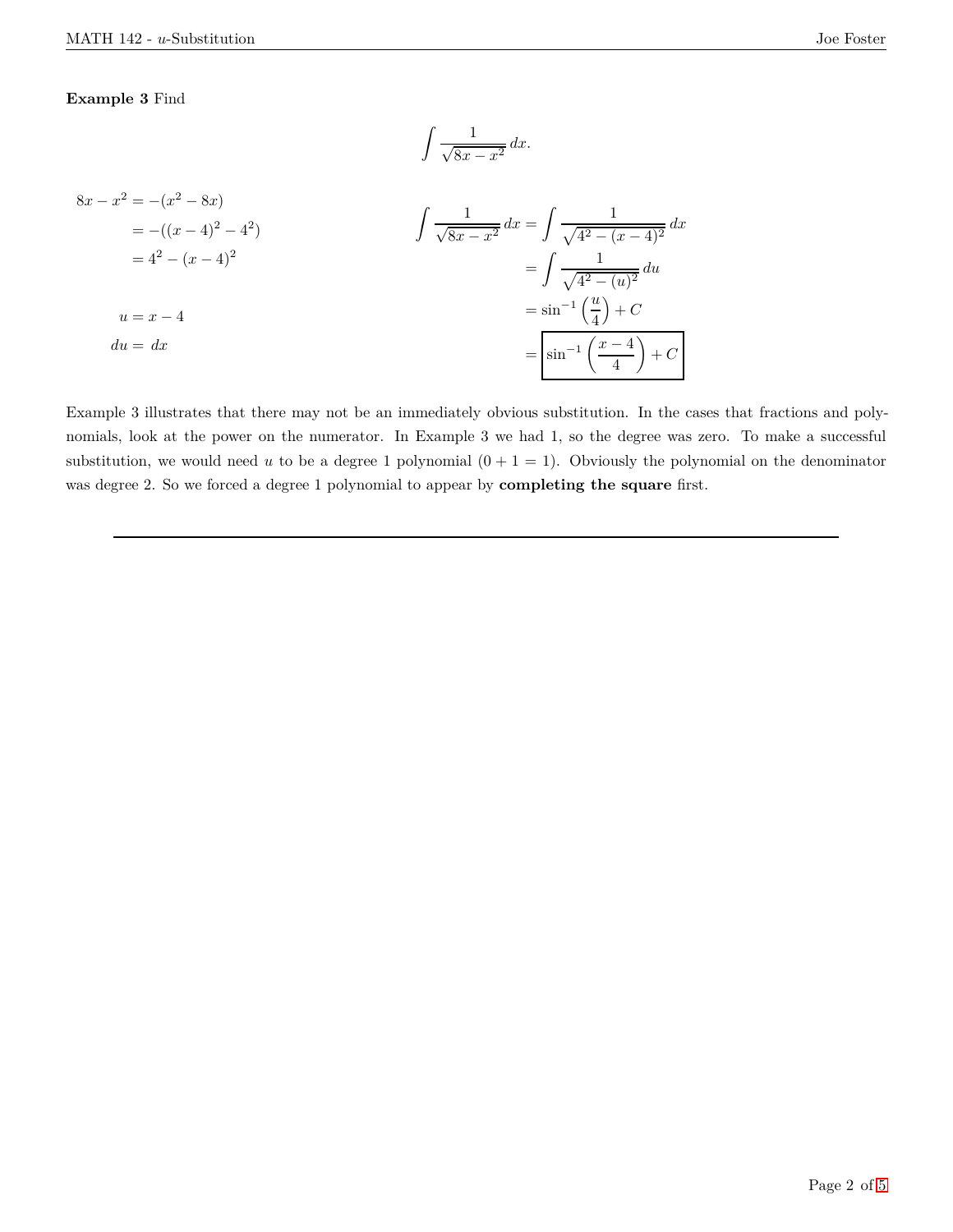**Example 3** Find

$$\int \frac{1}{\sqrt{8x - x^2}}\,dx.$$

$$\begin{aligned}
8x - x^2 &= -(x^2 - 8x) \\
&= -((x-4)^2 - 4^2) \\
&= 4^2 - (x-4)^2
\end{aligned}$$

$$\begin{aligned}
u &= x - 4 \\
du &= dx
\end{aligned}$$

$$\begin{aligned}
\int \frac{1}{\sqrt{8x - x^2}}\,dx &= \int \frac{1}{\sqrt{4^2 - (x-4)^2}}\,dx \\
&= \int \frac{1}{\sqrt{4^2 - (u)^2}}\,du \\
&= \sin^{-1}\left(\frac{u}{4}\right) + C \\
&= \boxed{\sin^{-1}\left(\frac{x-4}{4}\right) + C}
\end{aligned}$$

Example 3 illustrates that there may not be an immediately obvious substitution. In the cases that fractions and polynomials, look at the power on the numerator. In Example 3 we had 1, so the degree was zero. To make a successful substitution, we would need $u$ to be a degree 1 polynomial $(0 + 1 = 1)$. Obviously the polynomial on the denominator was degree 2. So we forced a degree 1 polynomial to appear by **completing the square** first.

---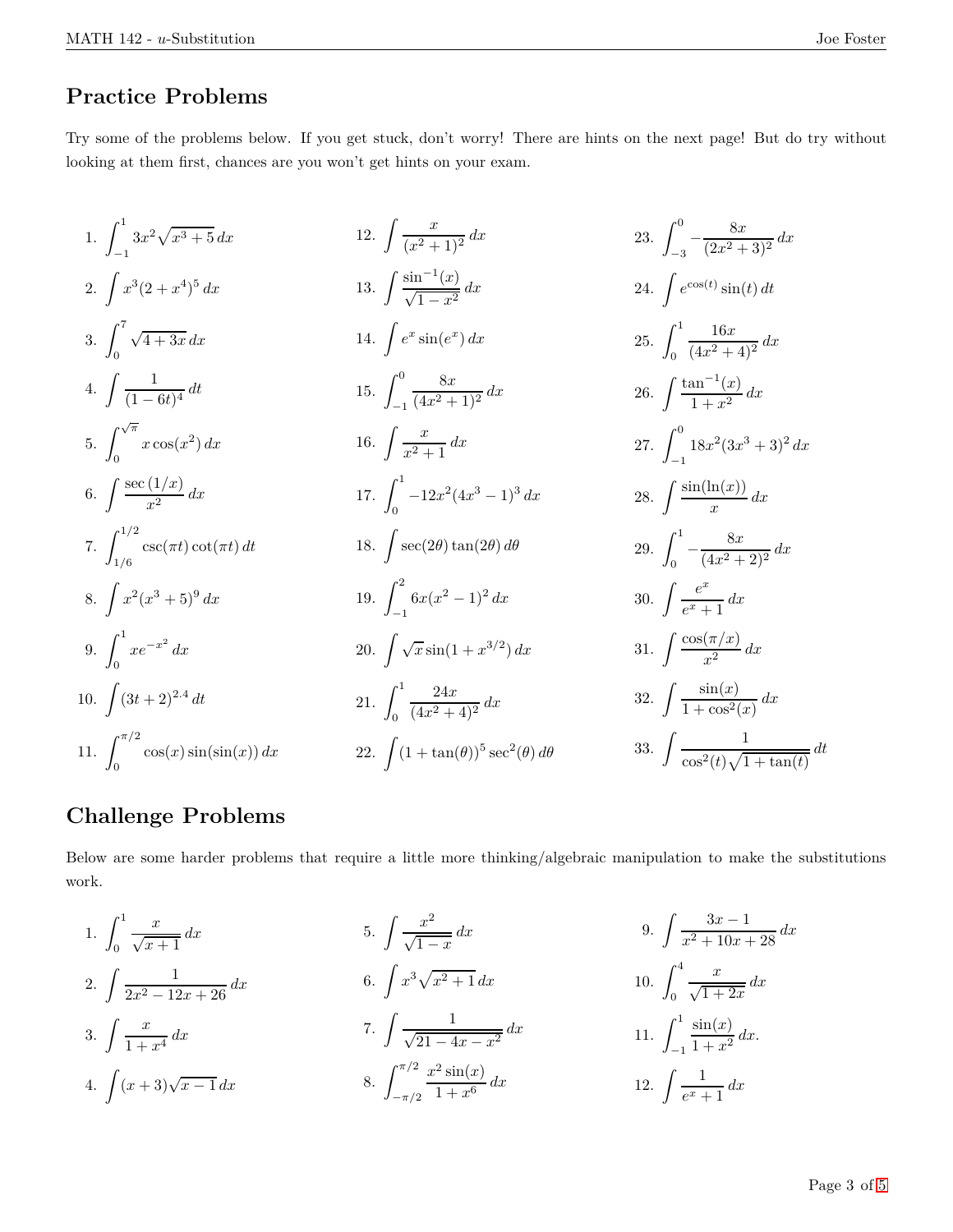## Practice Problems

Try some of the problems below. If you get stuck, don't worry! There are hints on the next page! But do try without looking at them first, chances are you won't get hints on your exam.

1. $\displaystyle\int_{-1}^{1} 3x^2\sqrt{x^3+5}\,dx$
2. $\displaystyle\int x^3(2+x^4)^5\,dx$
3. $\displaystyle\int_0^7 \sqrt{4+3x}\,dx$
4. $\displaystyle\int \frac{1}{(1-6t)^4}\,dt$
5. $\displaystyle\int_0^{\sqrt{\pi}} x\cos(x^2)\,dx$
6. $\displaystyle\int \frac{\sec(1/x)}{x^2}\,dx$
7. $\displaystyle\int_{1/6}^{1/2} \csc(\pi t)\cot(\pi t)\,dt$
8. $\displaystyle\int x^2(x^3+5)^9\,dx$
9. $\displaystyle\int_0^1 xe^{-x^2}\,dx$
10. $\displaystyle\int (3t+2)^{2.4}\,dt$
11. $\displaystyle\int_0^{\pi/2} \cos(x)\sin(\sin(x))\,dx$
12. $\displaystyle\int \frac{x}{(x^2+1)^2}\,dx$
13. $\displaystyle\int \frac{\sin^{-1}(x)}{\sqrt{1-x^2}}\,dx$
14. $\displaystyle\int e^x\sin(e^x)\,dx$
15. $\displaystyle\int_{-1}^{0} \frac{8x}{(4x^2+1)^2}\,dx$
16. $\displaystyle\int \frac{x}{x^2+1}\,dx$
17. $\displaystyle\int_0^1 -12x^2(4x^3-1)^3\,dx$
18. $\displaystyle\int \sec(2\theta)\tan(2\theta)\,d\theta$
19. $\displaystyle\int_{-1}^{2} 6x(x^2-1)^2\,dx$
20. $\displaystyle\int \sqrt{x}\sin(1+x^{3/2})\,dx$
21. $\displaystyle\int_0^1 \frac{24x}{(4x^2+4)^2}\,dx$
22. $\displaystyle\int (1+\tan(\theta))^5\sec^2(\theta)\,d\theta$
23. $\displaystyle\int_{-3}^{0} -\frac{8x}{(2x^2+3)^2}\,dx$
24. $\displaystyle\int e^{\cos(t)}\sin(t)\,dt$
25. $\displaystyle\int_0^1 \frac{16x}{(4x^2+4)^2}\,dx$
26. $\displaystyle\int \frac{\tan^{-1}(x)}{1+x^2}\,dx$
27. $\displaystyle\int_{-1}^{0} 18x^2(3x^3+3)^2\,dx$
28. $\displaystyle\int \frac{\sin(\ln(x))}{x}\,dx$
29. $\displaystyle\int_0^1 -\frac{8x}{(4x^2+2)^2}\,dx$
30. $\displaystyle\int \frac{e^x}{e^x+1}\,dx$
31. $\displaystyle\int \frac{\cos(\pi/x)}{x^2}\,dx$
32. $\displaystyle\int \frac{\sin(x)}{1+\cos^2(x)}\,dx$
33. $\displaystyle\int \frac{1}{\cos^2(t)\sqrt{1+\tan(t)}}\,dt$

## Challenge Problems

Below are some harder problems that require a little more thinking/algebraic manipulation to make the substitutions work.

1. $\displaystyle\int_0^1 \frac{x}{\sqrt{x+1}}\,dx$
2. $\displaystyle\int \frac{1}{2x^2-12x+26}\,dx$
3. $\displaystyle\int \frac{x}{1+x^4}\,dx$
4. $\displaystyle\int (x+3)\sqrt{x-1}\,dx$
5. $\displaystyle\int \frac{x^2}{\sqrt{1-x}}\,dx$
6. $\displaystyle\int x^3\sqrt{x^2+1}\,dx$
7. $\displaystyle\int \frac{1}{\sqrt{21-4x-x^2}}\,dx$
8. $\displaystyle\int_{-\pi/2}^{\pi/2} \frac{x^2\sin(x)}{1+x^6}\,dx$
9. $\displaystyle\int \frac{3x-1}{x^2+10x+28}\,dx$
10. $\displaystyle\int_0^4 \frac{x}{\sqrt{1+2x}}\,dx$
11. $\displaystyle\int_{-1}^{1} \frac{\sin(x)}{1+x^2}\,dx.$
12. $\displaystyle\int \frac{1}{e^x+1}\,dx$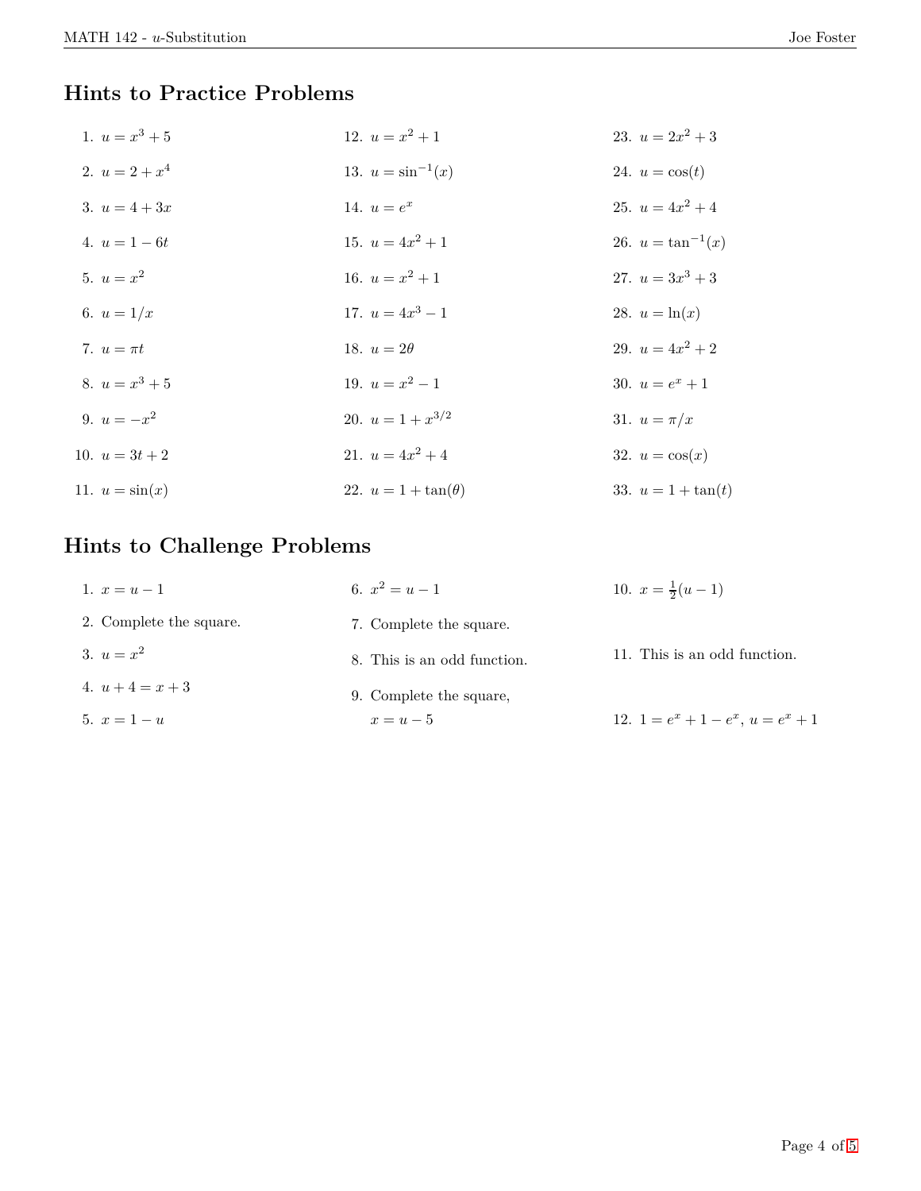## Hints to Practice Problems

1. $u = x^3 + 5$
2. $u = 2 + x^4$
3. $u = 4 + 3x$
4. $u = 1 - 6t$
5. $u = x^2$
6. $u = 1/x$
7. $u = \pi t$
8. $u = x^3 + 5$
9. $u = -x^2$
10. $u = 3t + 2$
11. $u = \sin(x)$
12. $u = x^2 + 1$
13. $u = \sin^{-1}(x)$
14. $u = e^x$
15. $u = 4x^2 + 1$
16. $u = x^2 + 1$
17. $u = 4x^3 - 1$
18. $u = 2\theta$
19. $u = x^2 - 1$
20. $u = 1 + x^{3/2}$
21. $u = 4x^2 + 4$
22. $u = 1 + \tan(\theta)$
23. $u = 2x^2 + 3$
24. $u = \cos(t)$
25. $u = 4x^2 + 4$
26. $u = \tan^{-1}(x)$
27. $u = 3x^3 + 3$
28. $u = \ln(x)$
29. $u = 4x^2 + 2$
30. $u = e^x + 1$
31. $u = \pi/x$
32. $u = \cos(x)$
33. $u = 1 + \tan(t)$

## Hints to Challenge Problems

1. $x = u - 1$
2. Complete the square.
3. $u = x^2$
4. $u + 4 = x + 3$
5. $x = 1 - u$
6. $x^2 = u - 1$
7. Complete the square.
8. This is an odd function.
9. Complete the square, $x = u - 5$
10. $x = \frac{1}{2}(u - 1)$
11. This is an odd function.
12. $1 = e^x + 1 - e^x$, $u = e^x + 1$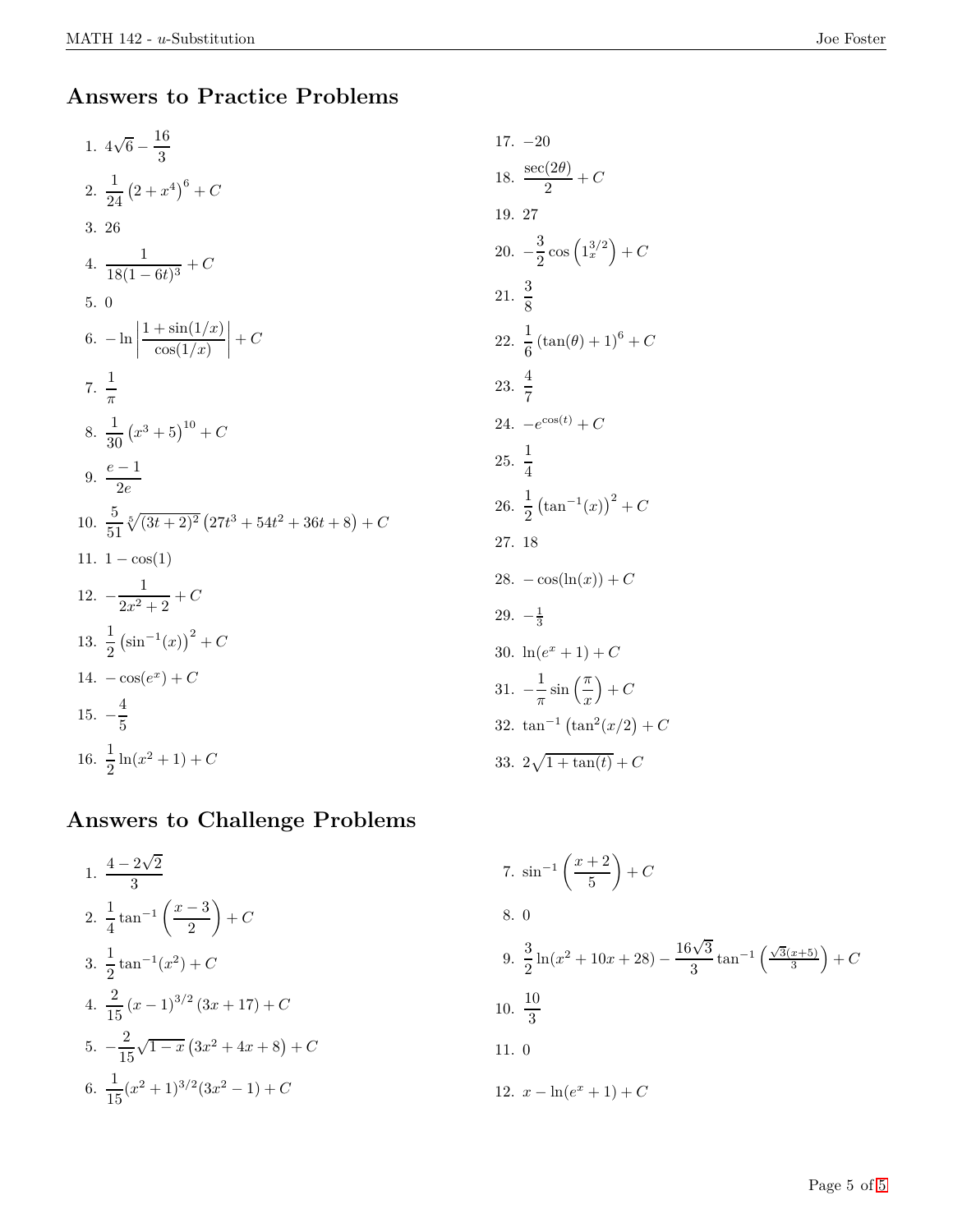## Answers to Practice Problems

1. $4\sqrt{6} - \dfrac{16}{3}$
2. $\dfrac{1}{24}\left(2+x^4\right)^6 + C$
3. 26
4. $\dfrac{1}{18(1-6t)^3} + C$
5. 0
6. $-\ln\left|\dfrac{1+\sin(1/x)}{\cos(1/x)}\right| + C$
7. $\dfrac{1}{\pi}$
8. $\dfrac{1}{30}\left(x^3+5\right)^{10} + C$
9. $\dfrac{e-1}{2e}$
10. $\dfrac{5}{51}\sqrt[5]{(3t+2)^2}\left(27t^3+54t^2+36t+8\right) + C$
11. $1-\cos(1)$
12. $-\dfrac{1}{2x^2+2} + C$
13. $\dfrac{1}{2}\left(\sin^{-1}(x)\right)^2 + C$
14. $-\cos(e^x) + C$
15. $-\dfrac{4}{5}$
16. $\dfrac{1}{2}\ln(x^2+1) + C$
17. $-20$
18. $\dfrac{\sec(2\theta)}{2} + C$
19. 27
20. $-\dfrac{3}{2}\cos\left(1_x^{3/2}\right) + C$
21. $\dfrac{3}{8}$
22. $\dfrac{1}{6}\left(\tan(\theta)+1\right)^6 + C$
23. $\dfrac{4}{7}$
24. $-e^{\cos(t)} + C$
25. $\dfrac{1}{4}$
26. $\dfrac{1}{2}\left(\tan^{-1}(x)\right)^2 + C$
27. 18
28. $-\cos(\ln(x)) + C$
29. $-\frac{1}{3}$
30. $\ln(e^x+1) + C$
31. $-\dfrac{1}{\pi}\sin\left(\dfrac{\pi}{x}\right) + C$
32. $\tan^{-1}\left(\tan^2(x/2)\right) + C$
33. $2\sqrt{1+\tan(t)} + C$

## Answers to Challenge Problems

1. $\dfrac{4-2\sqrt{2}}{3}$
2. $\dfrac{1}{4}\tan^{-1}\left(\dfrac{x-3}{2}\right) + C$
3. $\dfrac{1}{2}\tan^{-1}(x^2) + C$
4. $\dfrac{2}{15}(x-1)^{3/2}(3x+17) + C$
5. $-\dfrac{2}{15}\sqrt{1-x}\left(3x^2+4x+8\right) + C$
6. $\dfrac{1}{15}(x^2+1)^{3/2}(3x^2-1) + C$
7. $\sin^{-1}\left(\dfrac{x+2}{5}\right) + C$
8. 0
9. $\dfrac{3}{2}\ln(x^2+10x+28) - \dfrac{16\sqrt{3}}{3}\tan^{-1}\left(\frac{\sqrt{3}(x+5)}{3}\right) + C$
10. $\dfrac{10}{3}$
11. 0
12. $x - \ln(e^x+1) + C$